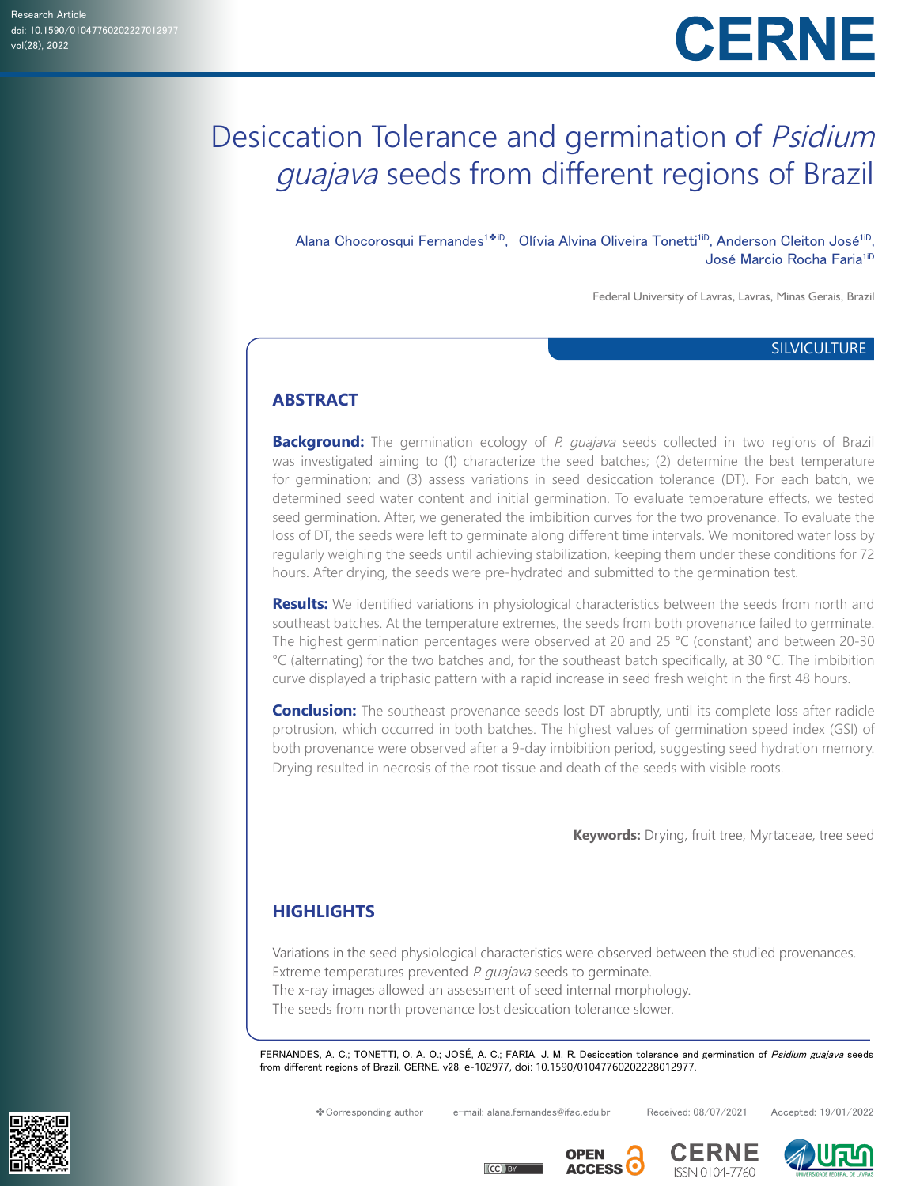Research Article
doi: 10.1590/01047760202227012977
vol(28), 2022

# Desiccation Tolerance and germination of *Psidium guajava* seeds from different regions of Brazil

Alana Chocorosqui Fernandes[1✤], Olívia Alvina Oliveira Tonetti[1], Anderson Cleiton José[1], José Marcio Rocha Faria[1]

[1] Federal University of Lavras, Lavras, Minas Gerais, Brazil

SILVICULTURE

## ABSTRACT

**Background:** The germination ecology of *P. guajava* seeds collected in two regions of Brazil was investigated aiming to (1) characterize the seed batches; (2) determine the best temperature for germination; and (3) assess variations in seed desiccation tolerance (DT). For each batch, we determined seed water content and initial germination. To evaluate temperature effects, we tested seed germination. After, we generated the imbibition curves for the two provenance. To evaluate the loss of DT, the seeds were left to germinate along different time intervals. We monitored water loss by regularly weighing the seeds until achieving stabilization, keeping them under these conditions for 72 hours. After drying, the seeds were pre-hydrated and submitted to the germination test.

**Results:** We identified variations in physiological characteristics between the seeds from north and southeast batches. At the temperature extremes, the seeds from both provenance failed to germinate. The highest germination percentages were observed at 20 and 25 °C (constant) and between 20-30 °C (alternating) for the two batches and, for the southeast batch specifically, at 30 °C. The imbibition curve displayed a triphasic pattern with a rapid increase in seed fresh weight in the first 48 hours.

**Conclusion:** The southeast provenance seeds lost DT abruptly, until its complete loss after radicle protrusion, which occurred in both batches. The highest values of germination speed index (GSI) of both provenance were observed after a 9-day imbibition period, suggesting seed hydration memory. Drying resulted in necrosis of the root tissue and death of the seeds with visible roots.

**Keywords:** Drying, fruit tree, Myrtaceae, tree seed

## HIGHLIGHTS

Variations in the seed physiological characteristics were observed between the studied provenances.
Extreme temperatures prevented *P. guajava* seeds to germinate.
The x-ray images allowed an assessment of seed internal morphology.
The seeds from north provenance lost desiccation tolerance slower.

FERNANDES, A. C.; TONETTI, O. A. O.; JOSÉ, A. C.; FARIA, J. M. R. Desiccation tolerance and germination of *Psidium guajava* seeds from different regions of Brazil. CERNE. v28, e-102977, doi: 10.1590/01047760202228012977.

✤Corresponding author e-mail: alana.fernandes@ifac.edu.br Received: 08/07/2021 Accepted: 19/01/2022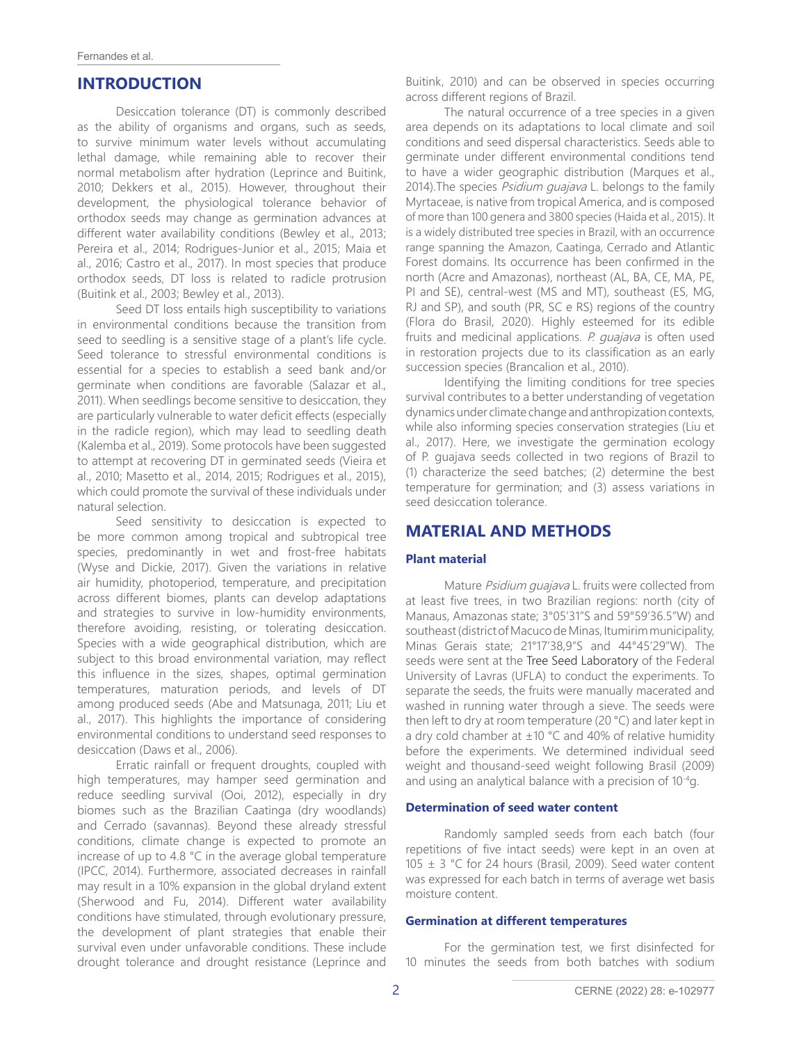## INTRODUCTION

Desiccation tolerance (DT) is commonly described as the ability of organisms and organs, such as seeds, to survive minimum water levels without accumulating lethal damage, while remaining able to recover their normal metabolism after hydration (Leprince and Buitink, 2010; Dekkers et al., 2015). However, throughout their development, the physiological tolerance behavior of orthodox seeds may change as germination advances at different water availability conditions (Bewley et al., 2013; Pereira et al., 2014; Rodrigues-Junior et al., 2015; Maia et al., 2016; Castro et al., 2017). In most species that produce orthodox seeds, DT loss is related to radicle protrusion (Buitink et al., 2003; Bewley et al., 2013).

Seed DT loss entails high susceptibility to variations in environmental conditions because the transition from seed to seedling is a sensitive stage of a plant's life cycle. Seed tolerance to stressful environmental conditions is essential for a species to establish a seed bank and/or germinate when conditions are favorable (Salazar et al., 2011). When seedlings become sensitive to desiccation, they are particularly vulnerable to water deficit effects (especially in the radicle region), which may lead to seedling death (Kalemba et al., 2019). Some protocols have been suggested to attempt at recovering DT in germinated seeds (Vieira et al., 2010; Masetto et al., 2014, 2015; Rodrigues et al., 2015), which could promote the survival of these individuals under natural selection.

Seed sensitivity to desiccation is expected to be more common among tropical and subtropical tree species, predominantly in wet and frost-free habitats (Wyse and Dickie, 2017). Given the variations in relative air humidity, photoperiod, temperature, and precipitation across different biomes, plants can develop adaptations and strategies to survive in low-humidity environments, therefore avoiding, resisting, or tolerating desiccation. Species with a wide geographical distribution, which are subject to this broad environmental variation, may reflect this influence in the sizes, shapes, optimal germination temperatures, maturation periods, and levels of DT among produced seeds (Abe and Matsunaga, 2011; Liu et al., 2017). This highlights the importance of considering environmental conditions to understand seed responses to desiccation (Daws et al., 2006).

Erratic rainfall or frequent droughts, coupled with high temperatures, may hamper seed germination and reduce seedling survival (Ooi, 2012), especially in dry biomes such as the Brazilian Caatinga (dry woodlands) and Cerrado (savannas). Beyond these already stressful conditions, climate change is expected to promote an increase of up to 4.8 °C in the average global temperature (IPCC, 2014). Furthermore, associated decreases in rainfall may result in a 10% expansion in the global dryland extent (Sherwood and Fu, 2014). Different water availability conditions have stimulated, through evolutionary pressure, the development of plant strategies that enable their survival even under unfavorable conditions. These include drought tolerance and drought resistance (Leprince and Buitink, 2010) and can be observed in species occurring across different regions of Brazil.

The natural occurrence of a tree species in a given area depends on its adaptations to local climate and soil conditions and seed dispersal characteristics. Seeds able to germinate under different environmental conditions tend to have a wider geographic distribution (Marques et al., 2014).The species *Psidium guajava* L. belongs to the family Myrtaceae, is native from tropical America, and is composed of more than 100 genera and 3800 species (Haida et al., 2015). It is a widely distributed tree species in Brazil, with an occurrence range spanning the Amazon, Caatinga, Cerrado and Atlantic Forest domains. Its occurrence has been confirmed in the north (Acre and Amazonas), northeast (AL, BA, CE, MA, PE, PI and SE), central-west (MS and MT), southeast (ES, MG, RJ and SP), and south (PR, SC e RS) regions of the country (Flora do Brasil, 2020). Highly esteemed for its edible fruits and medicinal applications. *P. guajava* is often used in restoration projects due to its classification as an early succession species (Brancalion et al., 2010).

Identifying the limiting conditions for tree species survival contributes to a better understanding of vegetation dynamics under climate change and anthropization contexts, while also informing species conservation strategies (Liu et al., 2017). Here, we investigate the germination ecology of P. guajava seeds collected in two regions of Brazil to (1) characterize the seed batches; (2) determine the best temperature for germination; and (3) assess variations in seed desiccation tolerance.

## MATERIAL AND METHODS

### Plant material

Mature *Psidium guajava* L. fruits were collected from at least five trees, in two Brazilian regions: north (city of Manaus, Amazonas state; 3°05'31"S and 59°59'36.5"W) and southeast (district of Macuco de Minas, Itumirim municipality, Minas Gerais state; 21°17'38,9"S and 44°45'29"W). The seeds were sent at the Tree Seed Laboratory of the Federal University of Lavras (UFLA) to conduct the experiments. To separate the seeds, the fruits were manually macerated and washed in running water through a sieve. The seeds were then left to dry at room temperature (20 °C) and later kept in a dry cold chamber at ±10 °C and 40% of relative humidity before the experiments. We determined individual seed weight and thousand-seed weight following Brasil (2009) and using an analytical balance with a precision of $10^{-4}$g.

### Determination of seed water content

Randomly sampled seeds from each batch (four repetitions of five intact seeds) were kept in an oven at 105 ± 3 °C for 24 hours (Brasil, 2009). Seed water content was expressed for each batch in terms of average wet basis moisture content.

### Germination at different temperatures

For the germination test, we first disinfected for 10 minutes the seeds from both batches with sodium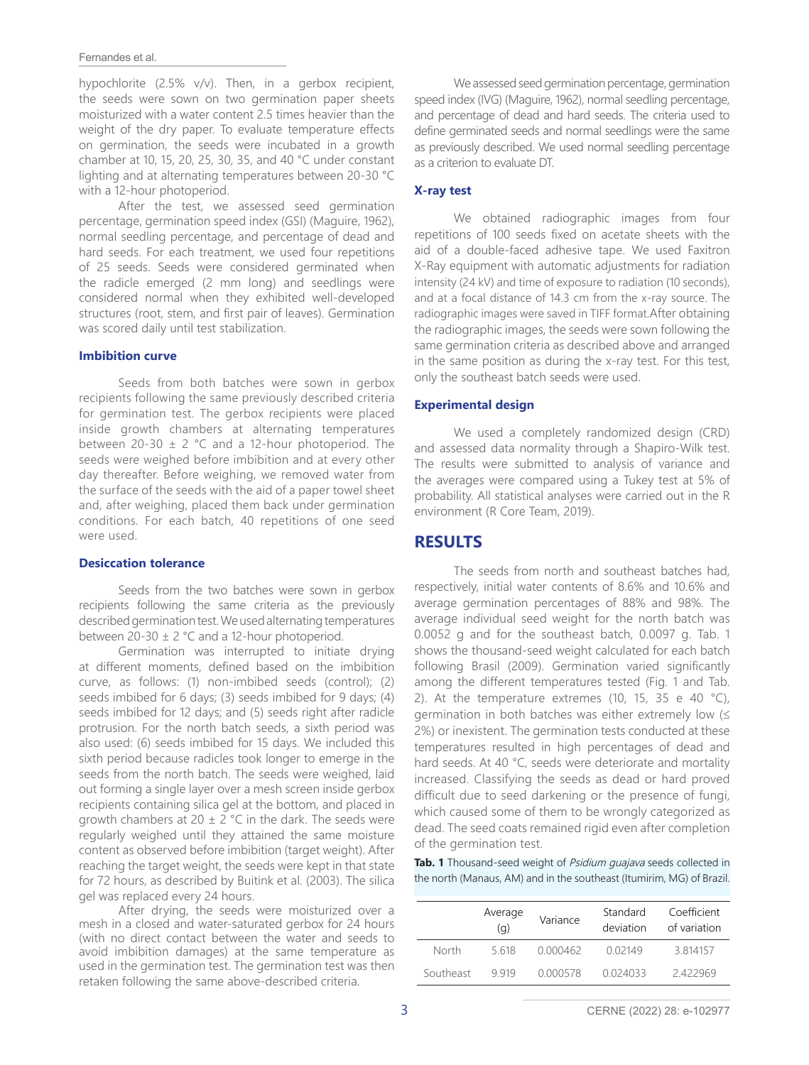hypochlorite (2.5% v/v). Then, in a gerbox recipient, the seeds were sown on two germination paper sheets moisturized with a water content 2.5 times heavier than the weight of the dry paper. To evaluate temperature effects on germination, the seeds were incubated in a growth chamber at 10, 15, 20, 25, 30, 35, and 40 °C under constant lighting and at alternating temperatures between 20-30 °C with a 12-hour photoperiod.

After the test, we assessed seed germination percentage, germination speed index (GSI) (Maguire, 1962), normal seedling percentage, and percentage of dead and hard seeds. For each treatment, we used four repetitions of 25 seeds. Seeds were considered germinated when the radicle emerged (2 mm long) and seedlings were considered normal when they exhibited well-developed structures (root, stem, and first pair of leaves). Germination was scored daily until test stabilization.

### Imbibition curve

Seeds from both batches were sown in gerbox recipients following the same previously described criteria for germination test. The gerbox recipients were placed inside growth chambers at alternating temperatures between 20-30 ± 2 °C and a 12-hour photoperiod. The seeds were weighed before imbibition and at every other day thereafter. Before weighing, we removed water from the surface of the seeds with the aid of a paper towel sheet and, after weighing, placed them back under germination conditions. For each batch, 40 repetitions of one seed were used.

### Desiccation tolerance

Seeds from the two batches were sown in gerbox recipients following the same criteria as the previously described germination test. We used alternating temperatures between 20-30 ± 2 °C and a 12-hour photoperiod.

Germination was interrupted to initiate drying at different moments, defined based on the imbibition curve, as follows: (1) non-imbibed seeds (control); (2) seeds imbibed for 6 days; (3) seeds imbibed for 9 days; (4) seeds imbibed for 12 days; and (5) seeds right after radicle protrusion. For the north batch seeds, a sixth period was also used: (6) seeds imbibed for 15 days. We included this sixth period because radicles took longer to emerge in the seeds from the north batch. The seeds were weighed, laid out forming a single layer over a mesh screen inside gerbox recipients containing silica gel at the bottom, and placed in growth chambers at 20 ± 2 °C in the dark. The seeds were regularly weighed until they attained the same moisture content as observed before imbibition (target weight). After reaching the target weight, the seeds were kept in that state for 72 hours, as described by Buitink et al. (2003). The silica gel was replaced every 24 hours.

After drying, the seeds were moisturized over a mesh in a closed and water-saturated gerbox for 24 hours (with no direct contact between the water and seeds to avoid imbibition damages) at the same temperature as used in the germination test. The germination test was then retaken following the same above-described criteria.

We assessed seed germination percentage, germination speed index (IVG) (Maguire, 1962), normal seedling percentage, and percentage of dead and hard seeds. The criteria used to define germinated seeds and normal seedlings were the same as previously described. We used normal seedling percentage as a criterion to evaluate DT.

### X-ray test

We obtained radiographic images from four repetitions of 100 seeds fixed on acetate sheets with the aid of a double-faced adhesive tape. We used Faxitron X-Ray equipment with automatic adjustments for radiation intensity (24 kV) and time of exposure to radiation (10 seconds), and at a focal distance of 14.3 cm from the x-ray source. The radiographic images were saved in TIFF format.After obtaining the radiographic images, the seeds were sown following the same germination criteria as described above and arranged in the same position as during the x-ray test. For this test, only the southeast batch seeds were used.

### Experimental design

We used a completely randomized design (CRD) and assessed data normality through a Shapiro-Wilk test. The results were submitted to analysis of variance and the averages were compared using a Tukey test at 5% of probability. All statistical analyses were carried out in the R environment (R Core Team, 2019).

## RESULTS

The seeds from north and southeast batches had, respectively, initial water contents of 8.6% and 10.6% and average germination percentages of 88% and 98%. The average individual seed weight for the north batch was 0.0052 g and for the southeast batch, 0.0097 g. Tab. 1 shows the thousand-seed weight calculated for each batch following Brasil (2009). Germination varied significantly among the different temperatures tested (Fig. 1 and Tab. 2). At the temperature extremes (10, 15, 35 e 40 °C), germination in both batches was either extremely low (≤ 2%) or inexistent. The germination tests conducted at these temperatures resulted in high percentages of dead and hard seeds. At 40 °C, seeds were deteriorate and mortality increased. Classifying the seeds as dead or hard proved difficult due to seed darkening or the presence of fungi, which caused some of them to be wrongly categorized as dead. The seed coats remained rigid even after completion of the germination test.

**Tab. 1** Thousand-seed weight of *Psidium guajava* seeds collected in the north (Manaus, AM) and in the southeast (Itumirim, MG) of Brazil.

| | Average (g) | Variance | Standard deviation | Coefficient of variation |
|---|---|---|---|---|
| North | 5.618 | 0.000462 | 0.02149 | 3.814157 |
| Southeast | 9.919 | 0.000578 | 0.024033 | 2.422969 |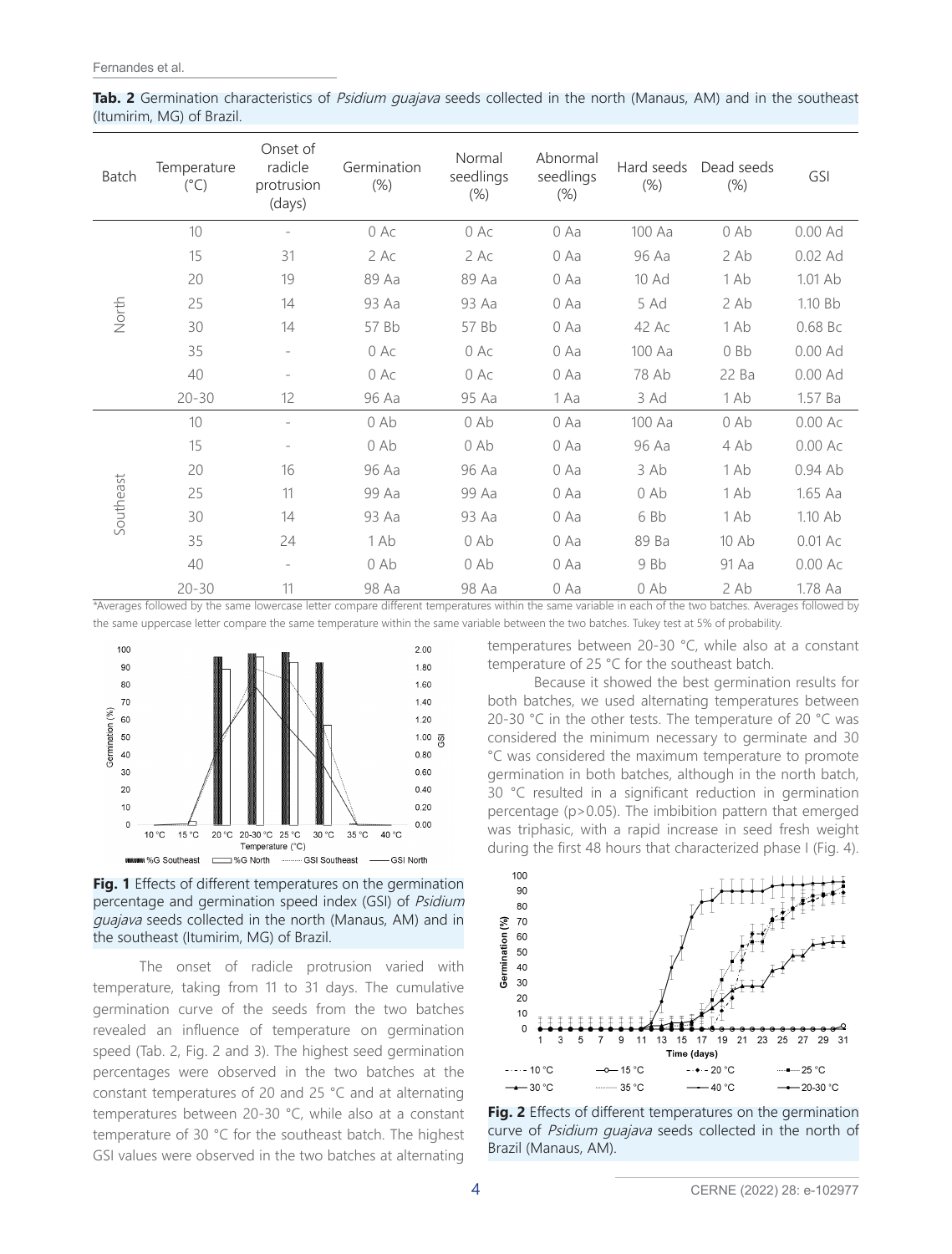**Tab. 2** Germination characteristics of *Psidium guajava* seeds collected in the north (Manaus, AM) and in the southeast (Itumirim, MG) of Brazil.

| Batch | Temperature (°C) | Onset of radicle protrusion (days) | Germination (%) | Normal seedlings (%) | Abnormal seedlings (%) | Hard seeds (%) | Dead seeds (%) | GSI |
|---|---|---|---|---|---|---|---|---|
| North | 10 | - | 0 Ac | 0 Ac | 0 Aa | 100 Aa | 0 Ab | 0.00 Ad |
| | 15 | 31 | 2 Ac | 2 Ac | 0 Aa | 96 Aa | 2 Ab | 0.02 Ad |
| | 20 | 19 | 89 Aa | 89 Aa | 0 Aa | 10 Ad | 1 Ab | 1.01 Ab |
| | 25 | 14 | 93 Aa | 93 Aa | 0 Aa | 5 Ad | 2 Ab | 1.10 Bb |
| | 30 | 14 | 57 Bb | 57 Bb | 0 Aa | 42 Ac | 1 Ab | 0.68 Bc |
| | 35 | - | 0 Ac | 0 Ac | 0 Aa | 100 Aa | 0 Bb | 0.00 Ad |
| | 40 | - | 0 Ac | 0 Ac | 0 Aa | 78 Ab | 22 Ba | 0.00 Ad |
| | 20-30 | 12 | 96 Aa | 95 Aa | 1 Aa | 3 Ad | 1 Ab | 1.57 Ba |
| Southeast | 10 | - | 0 Ab | 0 Ab | 0 Aa | 100 Aa | 0 Ab | 0.00 Ac |
| | 15 | - | 0 Ab | 0 Ab | 0 Aa | 96 Aa | 4 Ab | 0.00 Ac |
| | 20 | 16 | 96 Aa | 96 Aa | 0 Aa | 3 Ab | 1 Ab | 0.94 Ab |
| | 25 | 11 | 99 Aa | 99 Aa | 0 Aa | 0 Ab | 1 Ab | 1.65 Aa |
| | 30 | 14 | 93 Aa | 93 Aa | 0 Aa | 6 Bb | 1 Ab | 1.10 Ab |
| | 35 | 24 | 1 Ab | 0 Ab | 0 Aa | 89 Ba | 10 Ab | 0.01 Ac |
| | 40 | - | 0 Ab | 0 Ab | 0 Aa | 9 Bb | 91 Aa | 0.00 Ac |
| | 20-30 | 11 | 98 Aa | 98 Aa | 0 Aa | 0 Ab | 2 Ab | 1.78 Aa |

*Averages followed by the same lowercase letter compare different temperatures within the same variable in each of the two batches. Averages followed by the same uppercase letter compare the same temperature within the same variable between the two batches. Tukey test at 5% of probability.

**Fig. 1** Effects of different temperatures on the germination percentage and germination speed index (GSI) of *Psidium guajava* seeds collected in the north (Manaus, AM) and in the southeast (Itumirim, MG) of Brazil.

The onset of radicle protrusion varied with temperature, taking from 11 to 31 days. The cumulative germination curve of the seeds from the two batches revealed an influence of temperature on germination speed (Tab. 2, Fig. 2 and 3). The highest seed germination percentages were observed in the two batches at the constant temperatures of 20 and 25 °C and at alternating temperatures between 20-30 °C, while also at a constant temperature of 30 °C for the southeast batch. The highest GSI values were observed in the two batches at alternating temperatures between 20-30 °C, while also at a constant temperature of 25 °C for the southeast batch.

Because it showed the best germination results for both batches, we used alternating temperatures between 20-30 °C in the other tests. The temperature of 20 °C was considered the minimum necessary to germinate and 30 °C was considered the maximum temperature to promote germination in both batches, although in the north batch, 30 °C resulted in a significant reduction in germination percentage ($p>0.05$). The imbibition pattern that emerged was triphasic, with a rapid increase in seed fresh weight during the first 48 hours that characterized phase I (Fig. 4).

**Fig. 2** Effects of different temperatures on the germination curve of *Psidium guajava* seeds collected in the north of Brazil (Manaus, AM).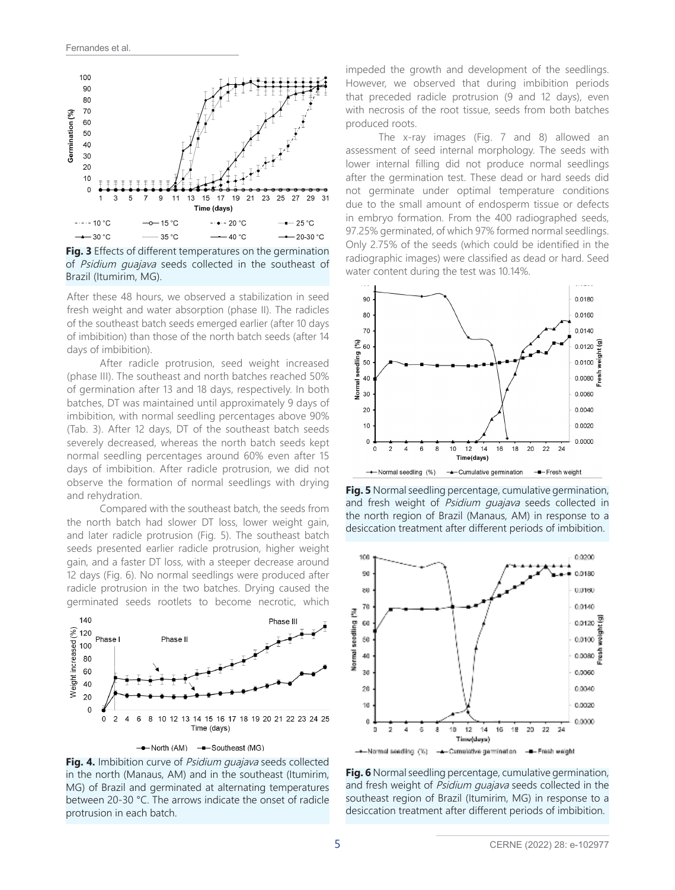**Fig. 3** Effects of different temperatures on the germination of *Psidium guajava* seeds collected in the southeast of Brazil (Itumirim, MG).

After these 48 hours, we observed a stabilization in seed fresh weight and water absorption (phase II). The radicles of the southeast batch seeds emerged earlier (after 10 days of imbibition) than those of the north batch seeds (after 14 days of imbibition).

After radicle protrusion, seed weight increased (phase III). The southeast and north batches reached 50% of germination after 13 and 18 days, respectively. In both batches, DT was maintained until approximately 9 days of imbibition, with normal seedling percentages above 90% (Tab. 3). After 12 days, DT of the southeast batch seeds severely decreased, whereas the north batch seeds kept normal seedling percentages around 60% even after 15 days of imbibition. After radicle protrusion, we did not observe the formation of normal seedlings with drying and rehydration.

Compared with the southeast batch, the seeds from the north batch had slower DT loss, lower weight gain, and later radicle protrusion (Fig. 5). The southeast batch seeds presented earlier radicle protrusion, higher weight gain, and a faster DT loss, with a steeper decrease around 12 days (Fig. 6). No normal seedlings were produced after radicle protrusion in the two batches. Drying caused the germinated seeds rootlets to become necrotic, which impeded the growth and development of the seedlings. However, we observed that during imbibition periods that preceded radicle protrusion (9 and 12 days), even with necrosis of the root tissue, seeds from both batches produced roots.

**Fig. 4.** Imbibition curve of *Psidium guajava* seeds collected in the north (Manaus, AM) and in the southeast (Itumirim, MG) of Brazil and germinated at alternating temperatures between 20-30 °C. The arrows indicate the onset of radicle protrusion in each batch.

The x-ray images (Fig. 7 and 8) allowed an assessment of seed internal morphology. The seeds with lower internal filling did not produce normal seedlings after the germination test. These dead or hard seeds did not germinate under optimal temperature conditions due to the small amount of endosperm tissue or defects in embryo formation. From the 400 radiographed seeds, 97.25% germinated, of which 97% formed normal seedlings. Only 2.75% of the seeds (which could be identified in the radiographic images) were classified as dead or hard. Seed water content during the test was 10.14%.

**Fig. 5** Normal seedling percentage, cumulative germination, and fresh weight of *Psidium guajava* seeds collected in the north region of Brazil (Manaus, AM) in response to a desiccation treatment after different periods of imbibition.

**Fig. 6** Normal seedling percentage, cumulative germination, and fresh weight of *Psidium guajava* seeds collected in the southeast region of Brazil (Itumirim, MG) in response to a desiccation treatment after different periods of imbibition.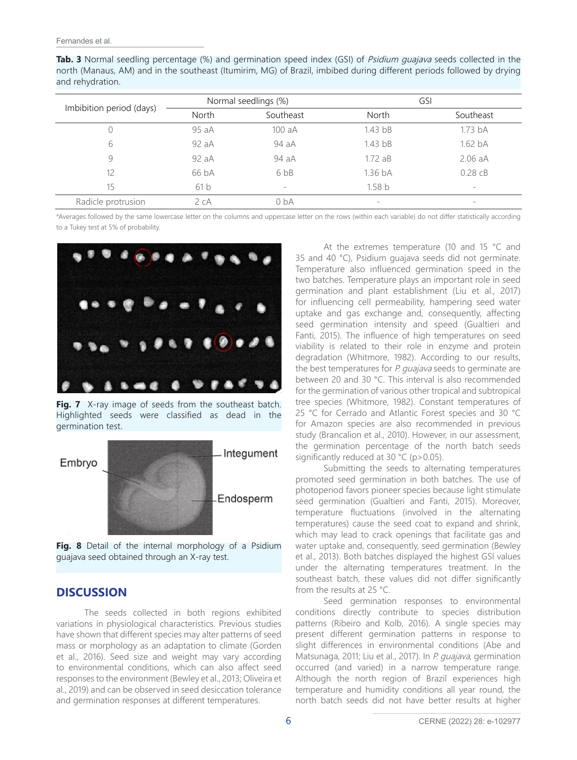**Tab. 3** Normal seedling percentage (%) and germination speed index (GSI) of *Psidium guajava* seeds collected in the north (Manaus, AM) and in the southeast (Itumirim, MG) of Brazil, imbibed during different periods followed by drying and rehydration.

| Imbibition period (days) | Normal seedlings (%) | | GSI | |
|---|---|---|---|---|
| | North | Southeast | North | Southeast |
| 0 | 95 aA | 100 aA | 1.43 bB | 1.73 bA |
| 6 | 92 aA | 94 aA | 1.43 bB | 1.62 bA |
| 9 | 92 aA | 94 aA | 1.72 aB | 2.06 aA |
| 12 | 66 bA | 6 bB | 1.36 bA | 0.28 cB |
| 15 | 61 b | - | 1.58 b | - |
| Radicle protrusion | 2 cA | 0 bA | - | - |

*Averages followed by the same lowercase letter on the columns and uppercase letter on the rows (within each variable) do not differ statistically according to a Tukey test at 5% of probability.

**Fig. 7** X-ray image of seeds from the southeast batch. Highlighted seeds were classified as dead in the germination test.

**Fig. 8** Detail of the internal morphology of a Psidium guajava seed obtained through an X-ray test.

## DISCUSSION

The seeds collected in both regions exhibited variations in physiological characteristics. Previous studies have shown that different species may alter patterns of seed mass or morphology as an adaptation to climate (Gorden et al., 2016). Seed size and weight may vary according to environmental conditions, which can also affect seed responses to the environment (Bewley et al., 2013; Oliveira et al., 2019) and can be observed in seed desiccation tolerance and germination responses at different temperatures.

At the extremes temperature (10 and 15 °C and 35 and 40 °C), Psidium guajava seeds did not germinate. Temperature also influenced germination speed in the two batches. Temperature plays an important role in seed germination and plant establishment (Liu et al., 2017) for influencing cell permeability, hampering seed water uptake and gas exchange and, consequently, affecting seed germination intensity and speed (Gualtieri and Fanti, 2015). The influence of high temperatures on seed viability is related to their role in enzyme and protein degradation (Whitmore, 1982). According to our results, the best temperatures for *P. guajava* seeds to germinate are between 20 and 30 °C. This interval is also recommended for the germination of various other tropical and subtropical tree species (Whitmore, 1982). Constant temperatures of 25 °C for Cerrado and Atlantic Forest species and 30 °C for Amazon species are also recommended in previous study (Brancalion et al., 2010). However, in our assessment, the germination percentage of the north batch seeds significantly reduced at 30 °C ($p>0.05$).

Submitting the seeds to alternating temperatures promoted seed germination in both batches. The use of photoperiod favors pioneer species because light stimulate seed germination (Gualtieri and Fanti, 2015). Moreover, temperature fluctuations (involved in the alternating temperatures) cause the seed coat to expand and shrink, which may lead to crack openings that facilitate gas and water uptake and, consequently, seed germination (Bewley et al., 2013). Both batches displayed the highest GSI values under the alternating temperatures treatment. In the southeast batch, these values did not differ significantly from the results at 25 °C.

Seed germination responses to environmental conditions directly contribute to species distribution patterns (Ribeiro and Kolb, 2016). A single species may present different germination patterns in response to slight differences in environmental conditions (Abe and Matsunaga, 2011; Liu et al., 2017). In *P. guajava*, germination occurred (and varied) in a narrow temperature range. Although the north region of Brazil experiences high temperature and humidity conditions all year round, the north batch seeds did not have better results at higher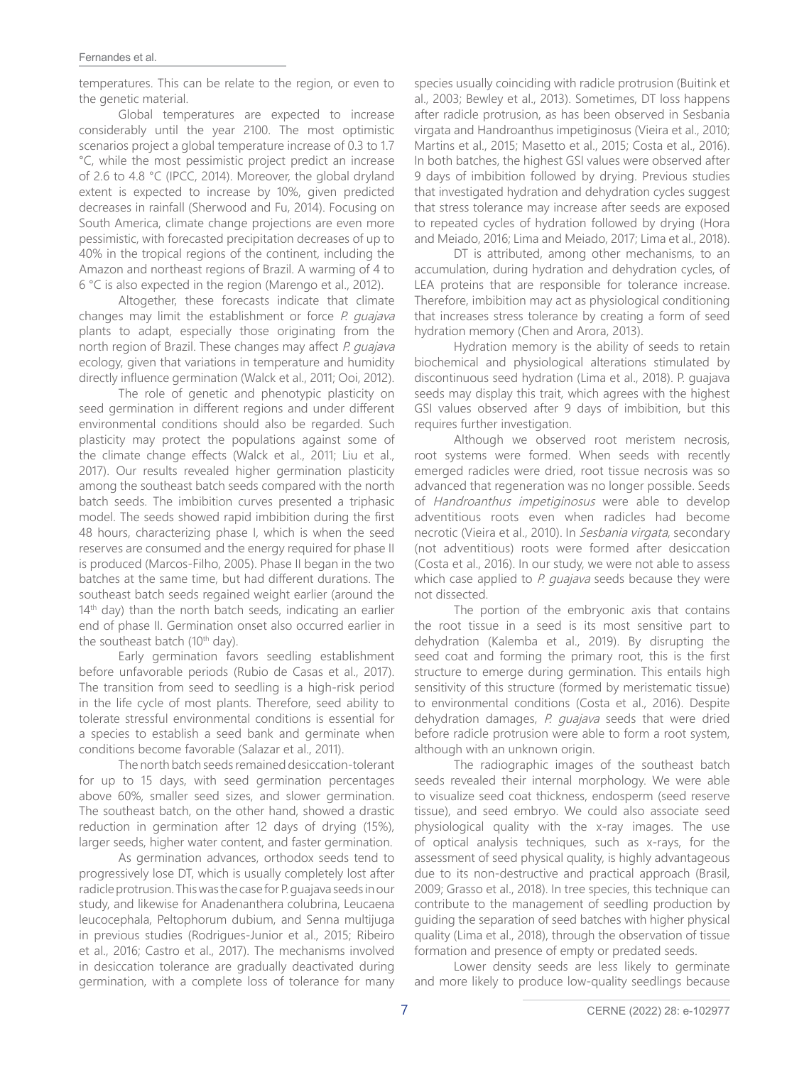temperatures. This can be relate to the region, or even to the genetic material.

Global temperatures are expected to increase considerably until the year 2100. The most optimistic scenarios project a global temperature increase of 0.3 to 1.7 °C, while the most pessimistic project predict an increase of 2.6 to 4.8 °C (IPCC, 2014). Moreover, the global dryland extent is expected to increase by 10%, given predicted decreases in rainfall (Sherwood and Fu, 2014). Focusing on South America, climate change projections are even more pessimistic, with forecasted precipitation decreases of up to 40% in the tropical regions of the continent, including the Amazon and northeast regions of Brazil. A warming of 4 to 6 °C is also expected in the region (Marengo et al., 2012).

Altogether, these forecasts indicate that climate changes may limit the establishment or force *P. guajava* plants to adapt, especially those originating from the north region of Brazil. These changes may affect *P. guajava* ecology, given that variations in temperature and humidity directly influence germination (Walck et al., 2011; Ooi, 2012).

The role of genetic and phenotypic plasticity on seed germination in different regions and under different environmental conditions should also be regarded. Such plasticity may protect the populations against some of the climate change effects (Walck et al., 2011; Liu et al., 2017). Our results revealed higher germination plasticity among the southeast batch seeds compared with the north batch seeds. The imbibition curves presented a triphasic model. The seeds showed rapid imbibition during the first 48 hours, characterizing phase I, which is when the seed reserves are consumed and the energy required for phase II is produced (Marcos-Filho, 2005). Phase II began in the two batches at the same time, but had different durations. The southeast batch seeds regained weight earlier (around the 14th day) than the north batch seeds, indicating an earlier end of phase II. Germination onset also occurred earlier in the southeast batch (10th day).

Early germination favors seedling establishment before unfavorable periods (Rubio de Casas et al., 2017). The transition from seed to seedling is a high-risk period in the life cycle of most plants. Therefore, seed ability to tolerate stressful environmental conditions is essential for a species to establish a seed bank and germinate when conditions become favorable (Salazar et al., 2011).

The north batch seeds remained desiccation-tolerant for up to 15 days, with seed germination percentages above 60%, smaller seed sizes, and slower germination. The southeast batch, on the other hand, showed a drastic reduction in germination after 12 days of drying (15%), larger seeds, higher water content, and faster germination.

As germination advances, orthodox seeds tend to progressively lose DT, which is usually completely lost after radicle protrusion. This was the case for P. guajava seeds in our study, and likewise for Anadenanthera colubrina, Leucaena leucocephala, Peltophorum dubium, and Senna multijuga in previous studies (Rodrigues-Junior et al., 2015; Ribeiro et al., 2016; Castro et al., 2017). The mechanisms involved in desiccation tolerance are gradually deactivated during germination, with a complete loss of tolerance for many species usually coinciding with radicle protrusion (Buitink et al., 2003; Bewley et al., 2013). Sometimes, DT loss happens after radicle protrusion, as has been observed in Sesbania virgata and Handroanthus impetiginosus (Vieira et al., 2010; Martins et al., 2015; Masetto et al., 2015; Costa et al., 2016). In both batches, the highest GSI values were observed after 9 days of imbibition followed by drying. Previous studies that investigated hydration and dehydration cycles suggest that stress tolerance may increase after seeds are exposed to repeated cycles of hydration followed by drying (Hora and Meiado, 2016; Lima and Meiado, 2017; Lima et al., 2018).

DT is attributed, among other mechanisms, to an accumulation, during hydration and dehydration cycles, of LEA proteins that are responsible for tolerance increase. Therefore, imbibition may act as physiological conditioning that increases stress tolerance by creating a form of seed hydration memory (Chen and Arora, 2013).

Hydration memory is the ability of seeds to retain biochemical and physiological alterations stimulated by discontinuous seed hydration (Lima et al., 2018). P. guajava seeds may display this trait, which agrees with the highest GSI values observed after 9 days of imbibition, but this requires further investigation.

Although we observed root meristem necrosis, root systems were formed. When seeds with recently emerged radicles were dried, root tissue necrosis was so advanced that regeneration was no longer possible. Seeds of *Handroanthus impetiginosus* were able to develop adventitious roots even when radicles had become necrotic (Vieira et al., 2010). In *Sesbania virgata*, secondary (not adventitious) roots were formed after desiccation (Costa et al., 2016). In our study, we were not able to assess which case applied to *P. guajava* seeds because they were not dissected.

The portion of the embryonic axis that contains the root tissue in a seed is its most sensitive part to dehydration (Kalemba et al., 2019). By disrupting the seed coat and forming the primary root, this is the first structure to emerge during germination. This entails high sensitivity of this structure (formed by meristematic tissue) to environmental conditions (Costa et al., 2016). Despite dehydration damages, *P. guajava* seeds that were dried before radicle protrusion were able to form a root system, although with an unknown origin.

The radiographic images of the southeast batch seeds revealed their internal morphology. We were able to visualize seed coat thickness, endosperm (seed reserve tissue), and seed embryo. We could also associate seed physiological quality with the x-ray images. The use of optical analysis techniques, such as x-rays, for the assessment of seed physical quality, is highly advantageous due to its non-destructive and practical approach (Brasil, 2009; Grasso et al., 2018). In tree species, this technique can contribute to the management of seedling production by guiding the separation of seed batches with higher physical quality (Lima et al., 2018), through the observation of tissue formation and presence of empty or predated seeds.

Lower density seeds are less likely to germinate and more likely to produce low-quality seedlings because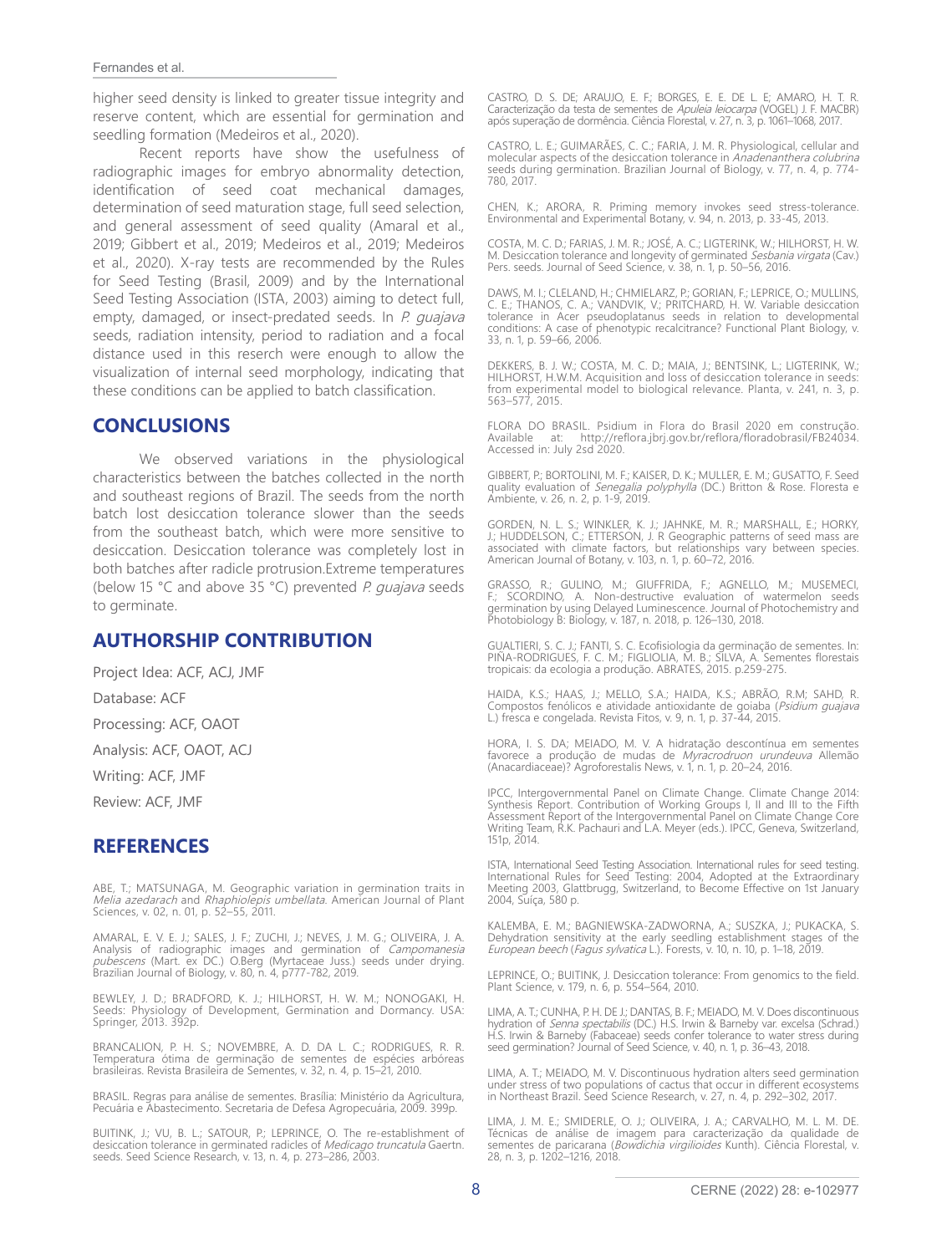higher seed density is linked to greater tissue integrity and reserve content, which are essential for germination and seedling formation (Medeiros et al., 2020).

Recent reports have show the usefulness of radiographic images for embryo abnormality detection, identification of seed coat mechanical damages, determination of seed maturation stage, full seed selection, and general assessment of seed quality (Amaral et al., 2019; Gibbert et al., 2019; Medeiros et al., 2019; Medeiros et al., 2020). X-ray tests are recommended by the Rules for Seed Testing (Brasil, 2009) and by the International Seed Testing Association (ISTA, 2003) aiming to detect full, empty, damaged, or insect-predated seeds. In *P. guajava* seeds, radiation intensity, period to radiation and a focal distance used in this reserch were enough to allow the visualization of internal seed morphology, indicating that these conditions can be applied to batch classification.

## CONCLUSIONS

We observed variations in the physiological characteristics between the batches collected in the north and southeast regions of Brazil. The seeds from the north batch lost desiccation tolerance slower than the seeds from the southeast batch, which were more sensitive to desiccation. Desiccation tolerance was completely lost in both batches after radicle protrusion.Extreme temperatures (below 15 °C and above 35 °C) prevented *P. guajava* seeds to germinate.

## AUTHORSHIP CONTRIBUTION

Project Idea: ACF, ACJ, JMF

Database: ACF

Processing: ACF, OAOT

Analysis: ACF, OAOT, ACJ

Writing: ACF, JMF

Review: ACF, JMF

## REFERENCES

ABE, T.; MATSUNAGA, M. Geographic variation in germination traits in *Melia azedarach* and *Rhaphiolepis umbellata*. American Journal of Plant Sciences, v. 02, n. 01, p. 52–55, 2011.

AMARAL, E. V. E. J.; SALES, J. F.; ZUCHI, J.; NEVES, J. M. G.; OLIVEIRA, J. A. Analysis of radiographic images and germination of *Campomanesia pubescens* (Mart. ex DC.) O.Berg (Myrtaceae Juss.) seeds under drying. Brazilian Journal of Biology, v. 80, n. 4, p777-782, 2019.

BEWLEY, J. D.; BRADFORD, K. J.; HILHORST, H. W. M.; NONOGAKI, H. Seeds: Physiology of Development, Germination and Dormancy. USA: Springer, 2013. 392p.

BRANCALION, P. H. S.; NOVEMBRE, A. D. DA L. C.; RODRIGUES, R. R. Temperatura ótima de germinação de sementes de espécies arbóreas brasileiras. Revista Brasileira de Sementes, v. 32, n. 4, p. 15–21, 2010.

BRASIL. Regras para análise de sementes. Brasília: Ministério da Agricultura, Pecuária e Abastecimento. Secretaria de Defesa Agropecuária, 2009. 399p.

BUITINK, J.; VU, B. L.; SATOUR, P.; LEPRINCE, O. The re-establishment of desiccation tolerance in germinated radicles of *Medicago truncatula* Gaertn. seeds. Seed Science Research, v. 13, n. 4, p. 273–286, 2003.

CASTRO, D. S. DE; ARAUJO, E. F.; BORGES, E. E. DE L. E; AMARO, H. T. R. Caracterização da testa de sementes de *Apuleia leiocarpa* (VOGEL) J. F. MACBR) após superação de dormência. Ciência Florestal, v. 27, n. 3, p. 1061–1068, 2017.

CASTRO, L. E.; GUIMARÃES, C. C.; FARIA, J. M. R. Physiological, cellular and molecular aspects of the desiccation tolerance in *Anadenanthera colubrina* seeds during germination. Brazilian Journal of Biology, v. 77, n. 4, p. 774-780, 2017.

CHEN, K.; ARORA, R. Priming memory invokes seed stress-tolerance. Environmental and Experimental Botany, v. 94, n. 2013, p. 33-45, 2013.

COSTA, M. C. D.; FARIAS, J. M. R.; JOSÉ, A. C.; LIGTERINK, W.; HILHORST, H. W. M. Desiccation tolerance and longevity of germinated *Sesbania virgata* (Cav.) Pers. seeds. Journal of Seed Science, v. 38, n. 1, p. 50–56, 2016.

DAWS, M. I.; CLELAND, H.; CHMIELARZ, P.; GORIAN, F.; LEPRICE, O.; MULLINS, C. E.; THANOS, C. A.; VANDVIK, V.; PRITCHARD, H. W. Variable desiccation tolerance in Acer pseudoplatanus seeds in relation to developmental conditions: A case of phenotypic recalcitrance? Functional Plant Biology, v. 33, n. 1, p. 59–66, 2006.

DEKKERS, B. J. W.; COSTA, M. C. D.; MAIA, J.; BENTSINK, L.; LIGTERINK, W.; HILHORST, H.W.M. Acquisition and loss of desiccation tolerance in seeds: from experimental model to biological relevance. Planta, v. 241, n. 3, p. 563–577, 2015.

FLORA DO BRASIL. Psidium in Flora do Brasil 2020 em construção. Available at: http://reflora.jbrj.gov.br/reflora/floradobrasil/FB24034. Accessed in: July 2sd 2020.

GIBBERT, P.; BORTOLINI, M. F.; KAISER, D. K.; MULLER, E. M.; GUSATTO, F. Seed quality evaluation of *Senegalia polyphylla* (DC.) Britton & Rose. Floresta e Ambiente, v. 26, n. 2, p. 1-9, 2019.

GORDEN, N. L. S.; WINKLER, K. J.; JAHNKE, M. R.; MARSHALL, E.; HORKY, J.; HUDDELSON, C.; ETTERSON, J. R Geographic patterns of seed mass are associated with climate factors, but relationships vary between species. American Journal of Botany, v. 103, n. 1, p. 60–72, 2016.

GRASSO, R.; GULINO, M.; GIUFFRIDA, F.; AGNELLO, M.; MUSEMECI, F.; SCORDINO, A. Non-destructive evaluation of watermelon seeds germination by using Delayed Luminescence. Journal of Photochemistry and Photobiology B: Biology, v. 187, n. 2018, p. 126–130, 2018.

GUALTIERI, S. C. J.; FANTI, S. C. Ecofisiologia da germinação de sementes. In: PIÑA-RODRIGUES, F. C. M.; FIGLIOLIA, M. B.; SILVA, A. Sementes florestais tropicais: da ecologia a produção. ABRATES, 2015. p.259-275.

HAIDA, K.S.; HAAS, J.; MELLO, S.A.; HAIDA, K.S.; ABRÃO, R.M; SAHD, R. Compostos fenólicos e atividade antioxidante de goiaba (*Psidium guajava* L.) fresca e congelada. Revista Fitos, v. 9, n. 1, p. 37-44, 2015.

HORA, I. S. DA; MEIADO, M. V. A hidratação descontínua em sementes favorece a produção de mudas de *Myracrodruon urundeuva* Allemão (Anacardiaceae)? Agroforestalis News, v. 1, n. 1, p. 20–24, 2016.

IPCC, Intergovernmental Panel on Climate Change. Climate Change 2014: Synthesis Report. Contribution of Working Groups I, II and III to the Fifth Assessment Report of the Intergovernmental Panel on Climate Change Core Writing Team, R.K. Pachauri and L.A. Meyer (eds.). IPCC, Geneva, Switzerland, 151p, 2014.

ISTA, International Seed Testing Association. International rules for seed testing. International Rules for Seed Testing: 2004, Adopted at the Extraordinary Meeting 2003, Glattbrugg, Switzerland, to Become Effective on 1st January 2004, Suíça, 580 p.

KALEMBA, E. M.; BAGNIEWSKA-ZADWORNA, A.; SUSZKA, J.; PUKACKA, S. Dehydration sensitivity at the early seedling establishment stages of the *European beech* (*Fagus sylvatica* L.). Forests, v. 10, n. 10, p. 1–18, 2019.

LEPRINCE, O.; BUITINK, J. Desiccation tolerance: From genomics to the field. Plant Science, v. 179, n. 6, p. 554–564, 2010.

LIMA, A. T.; CUNHA, P. H. DE J.; DANTAS, B. F.; MEIADO, M. V. Does discontinuous hydration of *Senna spectabilis* (DC.) H.S. Irwin & Barneby var. excelsa (Schrad.) H.S. Irwin & Barneby (Fabaceae) seeds confer tolerance to water stress during seed germination? Journal of Seed Science, v. 40, n. 1, p. 36–43, 2018.

LIMA, A. T.; MEIADO, M. V. Discontinuous hydration alters seed germination under stress of two populations of cactus that occur in different ecosystems in Northeast Brazil. Seed Science Research, v. 27, n. 4, p. 292–302, 2017.

LIMA, J. M. E.; SMIDERLE, O. J.; OLIVEIRA, J. A.; CARVALHO, M. L. M. DE. Técnicas de análise de imagem para caracterização da qualidade de sementes de paricarana (*Bowdichia virgilioides* Kunth). Ciência Florestal, v. 28, n. 3, p. 1202–1216, 2018.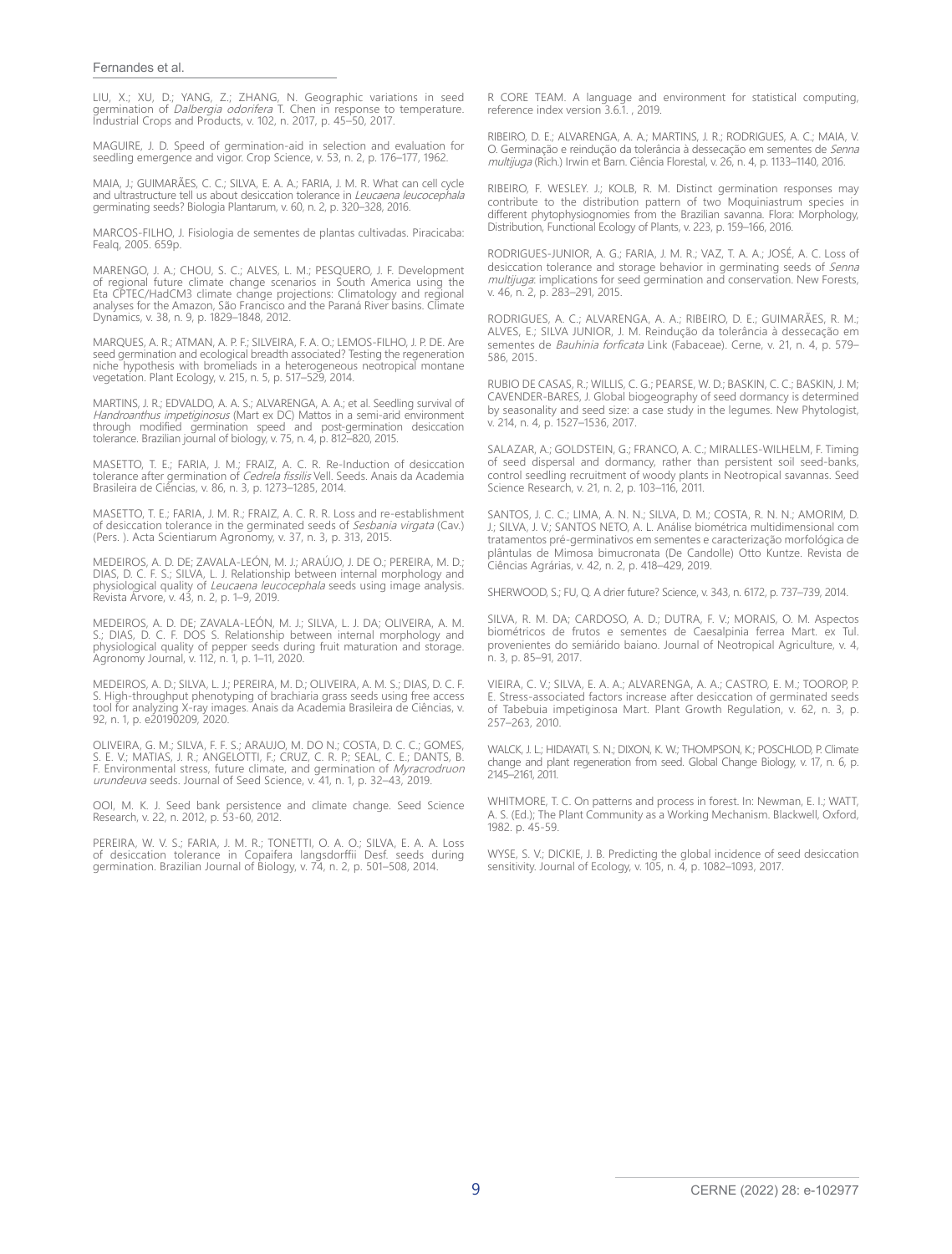LIU, X.; XU, D.; YANG, Z.; ZHANG, N. Geographic variations in seed germination of *Dalbergia odorifera* T. Chen in response to temperature. Industrial Crops and Products, v. 102, n. 2017, p. 45–50, 2017.

MAGUIRE, J. D. Speed of germination-aid in selection and evaluation for seedling emergence and vigor. Crop Science, v. 53, n. 2, p. 176–177, 1962.

MAIA, J.; GUIMARÃES, C. C.; SILVA, E. A. A.; FARIA, J. M. R. What can cell cycle and ultrastructure tell us about desiccation tolerance in *Leucaena leucocephala* germinating seeds? Biologia Plantarum, v. 60, n. 2, p. 320–328, 2016.

MARCOS-FILHO, J. Fisiologia de sementes de plantas cultivadas. Piracicaba: Fealq, 2005. 659p.

MARENGO, J. A.; CHOU, S. C.; ALVES, L. M.; PESQUERO, J. F. Development of regional future climate change scenarios in South America using the Eta CPTEC/HadCM3 climate change projections: Climatology and regional analyses for the Amazon, São Francisco and the Paraná River basins. Climate Dynamics, v. 38, n. 9, p. 1829–1848, 2012.

MARQUES, A. R.; ATMAN, A. P. F.; SILVEIRA, F. A. O.; LEMOS-FILHO, J. P. DE. Are seed germination and ecological breadth associated? Testing the regeneration niche hypothesis with bromeliads in a heterogeneous neotropical montane vegetation. Plant Ecology, v. 215, n. 5, p. 517–529, 2014.

MARTINS, J. R.; EDVALDO, A. A. S.; ALVARENGA, A. A.; et al. Seedling survival of *Handroanthus impetiginosus* (Mart ex DC) Mattos in a semi-arid environment through modified germination speed and post-germination desiccation tolerance. Brazilian journal of biology, v. 75, n. 4, p. 812–820, 2015.

MASETTO, T. E.; FARIA, J. M.; FRAIZ, A. C. R. Re-Induction of desiccation tolerance after germination of *Cedrela fissilis* Vell. Seeds. Anais da Academia Brasileira de Ciências, v. 86, n. 3, p. 1273–1285, 2014.

MASETTO, T. E.; FARIA, J. M. R.; FRAIZ, A. C. R. R. Loss and re-establishment of desiccation tolerance in the germinated seeds of *Sesbania virgata* (Cav.) (Pers. ). Acta Scientiarum Agronomy, v. 37, n. 3, p. 313, 2015.

MEDEIROS, A. D. DE; ZAVALA-LEÓN, M. J.; ARAÚJO, J. DE O.; PEREIRA, M. D.; DIAS, D. C. F. S.; SILVA, L. J. Relationship between internal morphology and physiological quality of *Leucaena leucocephala* seeds using image analysis. Revista Árvore, v. 43, n. 2, p. 1–9, 2019.

MEDEIROS, A. D. DE; ZAVALA-LEÓN, M. J.; SILVA, L. J. DA; OLIVEIRA, A. M. S.; DIAS, D. C. F. DOS S. Relationship between internal morphology and physiological quality of pepper seeds during fruit maturation and storage. Agronomy Journal, v. 112, n. 1, p. 1–11, 2020.

MEDEIROS, A. D.; SILVA, L. J.; PEREIRA, M. D.; OLIVEIRA, A. M. S.; DIAS, D. C. F. S. High-throughput phenotyping of brachiaria grass seeds using free access tool for analyzing X-ray images. Anais da Academia Brasileira de Ciências, v. 92, n. 1, p. e20190209, 2020.

OLIVEIRA, G. M.; SILVA, F. F. S.; ARAUJO, M. DO N.; COSTA, D. C. C.; GOMES, S. E. V.; MATIAS, J. R.; ANGELOTTI, F.; CRUZ, C. R. P.; SEAL, C. E.; DANTS, B. F. Environmental stress, future climate, and germination of *Myracrodruon urundeuva* seeds. Journal of Seed Science, v. 41, n. 1, p. 32–43, 2019.

OOI, M. K. J. Seed bank persistence and climate change. Seed Science Research, v. 22, n. 2012, p. 53-60, 2012.

PEREIRA, W. V. S.; FARIA, J. M. R.; TONETTI, O. A. O.; SILVA, E. A. A. Loss of desiccation tolerance in Copaifera langsdorffii Desf. seeds during germination. Brazilian Journal of Biology, v. 74, n. 2, p. 501–508, 2014.

R CORE TEAM. A language and environment for statistical computing, reference index version 3.6.1. , 2019.

RIBEIRO, D. E.; ALVARENGA, A. A.; MARTINS, J. R.; RODRIGUES, A. C.; MAIA, V. O. Germinação e reindução da tolerância à dessecação em sementes de *Senna multijuga* (Rich.) Irwin et Barn. Ciência Florestal, v. 26, n. 4, p. 1133–1140, 2016.

RIBEIRO, F. WESLEY. J.; KOLB, R. M. Distinct germination responses may contribute to the distribution pattern of two Moquiniastrum species in different phytophysiognomies from the Brazilian savanna. Flora: Morphology, Distribution, Functional Ecology of Plants, v. 223, p. 159–166, 2016.

RODRIGUES-JUNIOR, A. G.; FARIA, J. M. R.; VAZ, T. A. A.; JOSÉ, A. C. Loss of desiccation tolerance and storage behavior in germinating seeds of *Senna multijuga*: implications for seed germination and conservation. New Forests, v. 46, n. 2, p. 283–291, 2015.

RODRIGUES, A. C.; ALVARENGA, A. A.; RIBEIRO, D. E.; GUIMARÃES, R. M.; ALVES, E.; SILVA JUNIOR, J. M. Reindução da tolerância à dessecação em sementes de *Bauhinia forficata* Link (Fabaceae). Cerne, v. 21, n. 4, p. 579–586, 2015.

RUBIO DE CASAS, R.; WILLIS, C. G.; PEARSE, W. D.; BASKIN, C. C.; BASKIN, J. M; CAVENDER-BARES, J. Global biogeography of seed dormancy is determined by seasonality and seed size: a case study in the legumes. New Phytologist, v. 214, n. 4, p. 1527–1536, 2017.

SALAZAR, A.; GOLDSTEIN, G.; FRANCO, A. C.; MIRALLES-WILHELM, F. Timing of seed dispersal and dormancy, rather than persistent soil seed-banks, control seedling recruitment of woody plants in Neotropical savannas. Seed Science Research, v. 21, n. 2, p. 103–116, 2011.

SANTOS, J. C. C.; LIMA, A. N. N.; SILVA, D. M.; COSTA, R. N. N.; AMORIM, D. J.; SILVA, J. V.; SANTOS NETO, A. L. Análise biométrica multidimensional com tratamentos pré-germinativos em sementes e caracterização morfológica de plântulas de Mimosa bimucronata (De Candolle) Otto Kuntze. Revista de Ciências Agrárias, v. 42, n. 2, p. 418–429, 2019.

SHERWOOD, S.; FU, Q. A drier future? Science, v. 343, n. 6172, p. 737–739, 2014.

SILVA, R. M. DA; CARDOSO, A. D.; DUTRA, F. V.; MORAIS, O. M. Aspectos biométricos de frutos e sementes de Caesalpinia ferrea Mart. ex Tul. provenientes do semiárido baiano. Journal of Neotropical Agriculture, v. 4, n. 3, p. 85–91, 2017.

VIEIRA, C. V.; SILVA, E. A. A.; ALVARENGA, A. A.; CASTRO, E. M.; TOOROP, P. E. Stress-associated factors increase after desiccation of germinated seeds of Tabebuia impetiginosa Mart. Plant Growth Regulation, v. 62, n. 3, p. 257–263, 2010.

WALCK, J. L; HIDAYATI, S. N.; DIXON, K. W.; THOMPSON, K.; POSCHLOD, P. Climate change and plant regeneration from seed. Global Change Biology, v. 17, n. 6, p. 2145–2161, 2011.

WHITMORE, T. C. On patterns and process in forest. In: Newman, E. I.; WATT, A. S. (Ed.); The Plant Community as a Working Mechanism. Blackwell, Oxford, 1982. p. 45-59.

WYSE, S. V.; DICKIE, J. B. Predicting the global incidence of seed desiccation sensitivity. Journal of Ecology, v. 105, n. 4, p. 1082–1093, 2017.